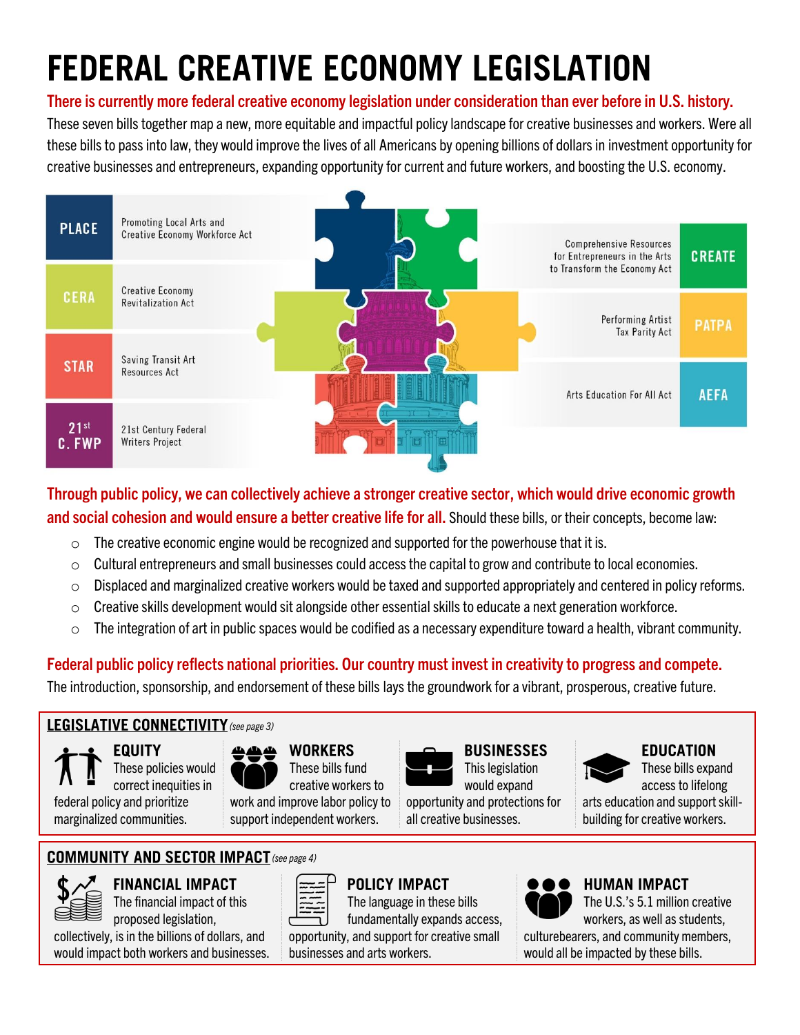# FEDERAL CREATIVE ECONOMY LEGISLATION

**There is currently more federal creative economy legislation under consideration than ever before in U.S. history.** These seven bills together map a new, more equitable and impactful policy landscape for creative businesses and workers. Were all these bills to pass into law, they would improve the lives of all Americans by opening billions of dollars in investment opportunity for creative businesses and entrepreneurs, expanding opportunity for current and future workers, and boosting the U.S. economy.

- **PLACE** – Promoting Local Arts and Creative Economy Workforce Act
- **CERA** – Creative Economy Revitalization Act
- **STAR** – Saving Transit Art Resources Act
- **21st C. FWP** – 21st Century Federal Writers Project
- **CREATE** – Comprehensive Resources for Entrepreneurs in the Arts to Transform the Economy Act
- **PATPA** – Performing Artist Tax Parity Act
- **AEFA** – Arts Education For All Act

**Through public policy, we can collectively achieve a stronger creative sector, which would drive economic growth and social cohesion and would ensure a better creative life for all.** Should these bills, or their concepts, become law:

- The creative economic engine would be recognized and supported for the powerhouse that it is.
- Cultural entrepreneurs and small businesses could access the capital to grow and contribute to local economies.
- Displaced and marginalized creative workers would be taxed and supported appropriately and centered in policy reforms.
- Creative skills development would sit alongside other essential skills to educate a next generation workforce.
- The integration of art in public spaces would be codified as a necessary expenditure toward a health, vibrant community.

**Federal public policy reflects national priorities. Our country must invest in creativity to progress and compete.** The introduction, sponsorship, and endorsement of these bills lays the groundwork for a vibrant, prosperous, creative future.

## LEGISLATIVE CONNECTIVITY *(see page 3)*

**EQUITY**
These policies would correct inequities in federal policy and prioritize marginalized communities.

**WORKERS**
These bills fund creative workers to work and improve labor policy to support independent workers.

**BUSINESSES**
This legislation would expand opportunity and protections for all creative businesses.

**EDUCATION**
These bills expand access to lifelong arts education and support skill-building for creative workers.

## COMMUNITY AND SECTOR IMPACT *(see page 4)*

**FINANCIAL IMPACT**
The financial impact of this proposed legislation, collectively, is in the billions of dollars, and would impact both workers and businesses.

**POLICY IMPACT**
The language in these bills fundamentally expands access, opportunity, and support for creative small businesses and arts workers.

**HUMAN IMPACT**
The U.S.'s 5.1 million creative workers, as well as students, culturebearers, and community members, would all be impacted by these bills.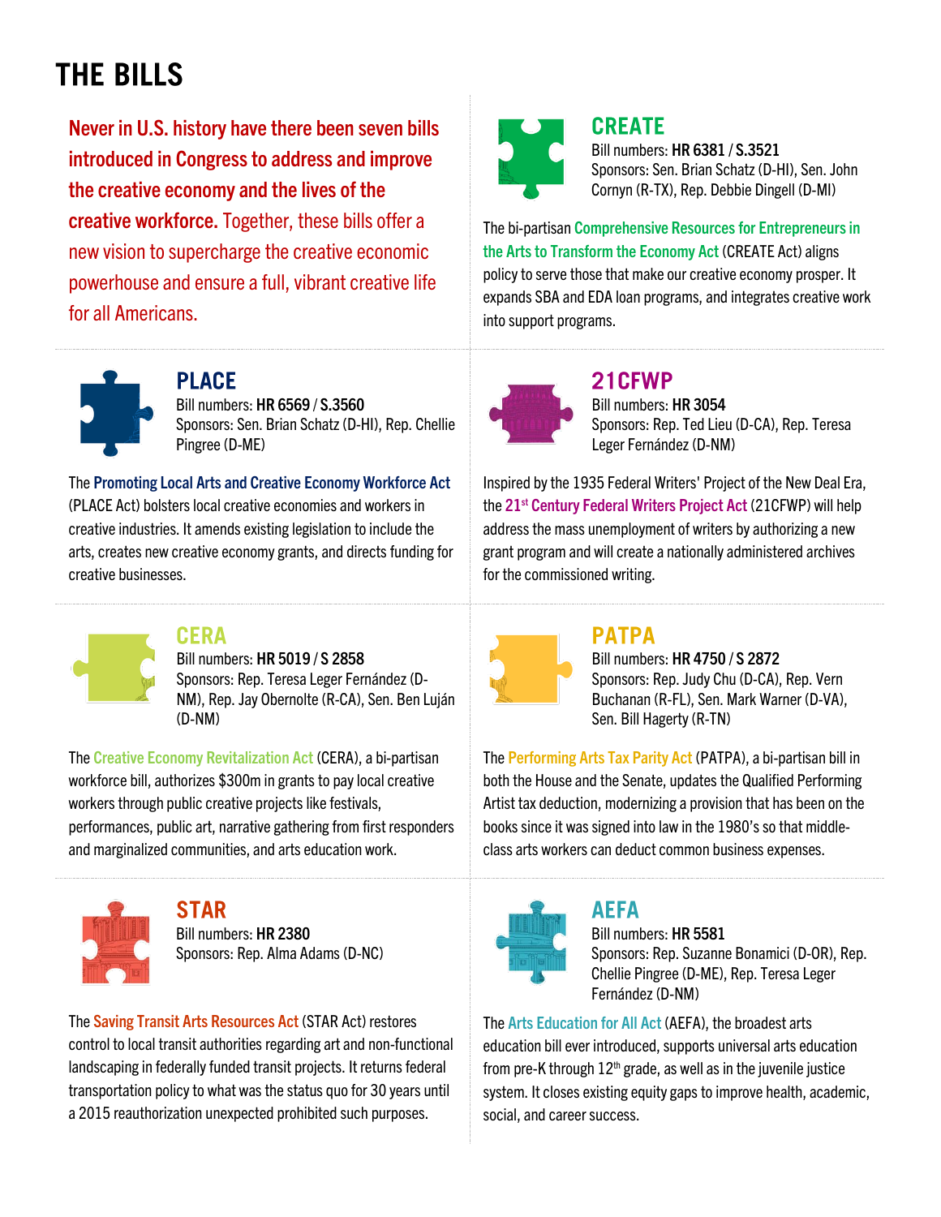# THE BILLS

**Never in U.S. history have there been seven bills introduced in Congress to address and improve the creative economy and the lives of the creative workforce.** Together, these bills offer a new vision to supercharge the creative economic powerhouse and ensure a full, vibrant creative life for all Americans.

## CREATE

Bill numbers: **HR 6381** / **S.3521**
Sponsors: Sen. Brian Schatz (D-HI), Sen. John Cornyn (R-TX), Rep. Debbie Dingell (D-MI)

The bi-partisan Comprehensive Resources for Entrepreneurs in the Arts to Transform the Economy Act (CREATE Act) aligns policy to serve those that make our creative economy prosper. It expands SBA and EDA loan programs, and integrates creative work into support programs.

## PLACE

Bill numbers: **HR 6569** / **S.3560**
Sponsors: Sen. Brian Schatz (D-HI), Rep. Chellie Pingree (D-ME)

The Promoting Local Arts and Creative Economy Workforce Act (PLACE Act) bolsters local creative economies and workers in creative industries. It amends existing legislation to include the arts, creates new creative economy grants, and directs funding for creative businesses.

## 21CFWP

Bill numbers: **HR 3054**
Sponsors: Rep. Ted Lieu (D-CA), Rep. Teresa Leger Fernández (D-NM)

Inspired by the 1935 Federal Writers' Project of the New Deal Era, the 21st Century Federal Writers Project Act (21CFWP) will help address the mass unemployment of writers by authorizing a new grant program and will create a nationally administered archives for the commissioned writing.

## CERA

Bill numbers: **HR 5019** / **S 2858**
Sponsors: Rep. Teresa Leger Fernández (D-NM), Rep. Jay Obernolte (R-CA), Sen. Ben Luján (D-NM)

The Creative Economy Revitalization Act (CERA), a bi-partisan workforce bill, authorizes $300m in grants to pay local creative workers through public creative projects like festivals, performances, public art, narrative gathering from first responders and marginalized communities, and arts education work.

## PATPA

Bill numbers: **HR 4750** / **S 2872**
Sponsors: Rep. Judy Chu (D-CA), Rep. Vern Buchanan (R-FL), Sen. Mark Warner (D-VA), Sen. Bill Hagerty (R-TN)

The Performing Arts Tax Parity Act (PATPA), a bi-partisan bill in both the House and the Senate, updates the Qualified Performing Artist tax deduction, modernizing a provision that has been on the books since it was signed into law in the 1980's so that middle-class arts workers can deduct common business expenses.

## STAR

Bill numbers: **HR 2380**
Sponsors: Rep. Alma Adams (D-NC)

The Saving Transit Arts Resources Act (STAR Act) restores control to local transit authorities regarding art and non-functional landscaping in federally funded transit projects. It returns federal transportation policy to what was the status quo for 30 years until a 2015 reauthorization unexpected prohibited such purposes.

## AEFA

Bill numbers: **HR 5581**
Sponsors: Rep. Suzanne Bonamici (D-OR), Rep. Chellie Pingree (D-ME), Rep. Teresa Leger Fernández (D-NM)

The Arts Education for All Act (AEFA), the broadest arts education bill ever introduced, supports universal arts education from pre-K through 12th grade, as well as in the juvenile justice system. It closes existing equity gaps to improve health, academic, social, and career success.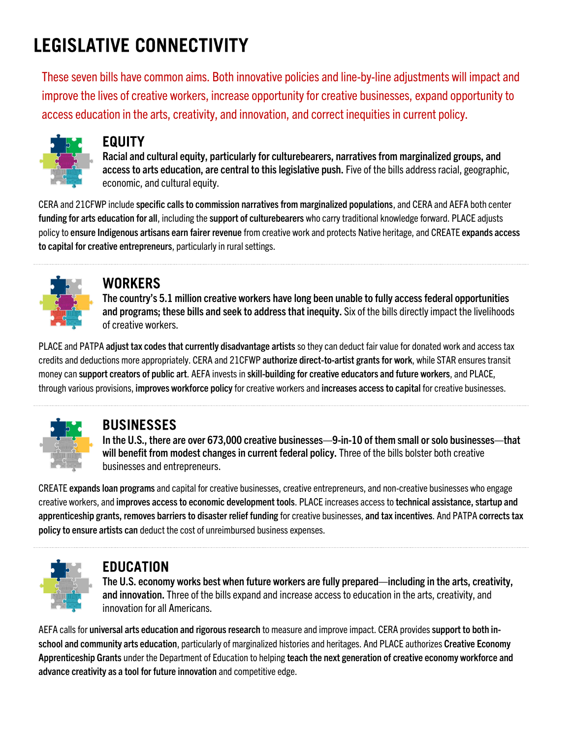# LEGISLATIVE CONNECTIVITY

These seven bills have common aims. Both innovative policies and line-by-line adjustments will impact and improve the lives of creative workers, increase opportunity for creative businesses, expand opportunity to access education in the arts, creativity, and innovation, and correct inequities in current policy.

## EQUITY

**Racial and cultural equity, particularly for culturebearers, narratives from marginalized groups, and access to arts education, are central to this legislative push.** Five of the bills address racial, geographic, economic, and cultural equity.

CERA and 21CFWP include **specific calls to commission narratives from marginalized populations**, and CERA and AEFA both center **funding for arts education for all**, including the **support of culturebearers** who carry traditional knowledge forward. PLACE adjusts policy to **ensure Indigenous artisans earn fairer revenue** from creative work and protects Native heritage, and CREATE **expands access to capital for creative entrepreneurs**, particularly in rural settings.

## WORKERS

**The country's 5.1 million creative workers have long been unable to fully access federal opportunities and programs; these bills and seek to address that inequity.** Six of the bills directly impact the livelihoods of creative workers.

PLACE and PATPA **adjust tax codes that currently disadvantage artists** so they can deduct fair value for donated work and access tax credits and deductions more appropriately. CERA and 21CFWP **authorize direct-to-artist grants for work**, while STAR ensures transit money can **support creators of public art**. AEFA invests in **skill-building for creative educators and future workers**, and PLACE, through various provisions, **improves workforce policy** for creative workers and **increases access to capital** for creative businesses.

## BUSINESSES

**In the U.S., there are over 673,000 creative businesses—9-in-10 of them small or solo businesses—that will benefit from modest changes in current federal policy.** Three of the bills bolster both creative businesses and entrepreneurs.

CREATE **expands loan programs** and capital for creative businesses, creative entrepreneurs, and non-creative businesses who engage creative workers, and **improves access to economic development tools**. PLACE increases access to **technical assistance, startup and apprenticeship grants, removes barriers to disaster relief funding** for creative businesses, **and tax incentives**. And PATPA **corrects tax policy to ensure artists can** deduct the cost of unreimbursed business expenses.

## EDUCATION

**The U.S. economy works best when future workers are fully prepared—including in the arts, creativity, and innovation.** Three of the bills expand and increase access to education in the arts, creativity, and innovation for all Americans.

AEFA calls for **universal arts education and rigorous research** to measure and improve impact. CERA provides **support to both in-school and community arts education**, particularly of marginalized histories and heritages. And PLACE authorizes **Creative Economy Apprenticeship Grants** under the Department of Education to helping **teach the next generation of creative economy workforce and advance creativity as a tool for future innovation** and competitive edge.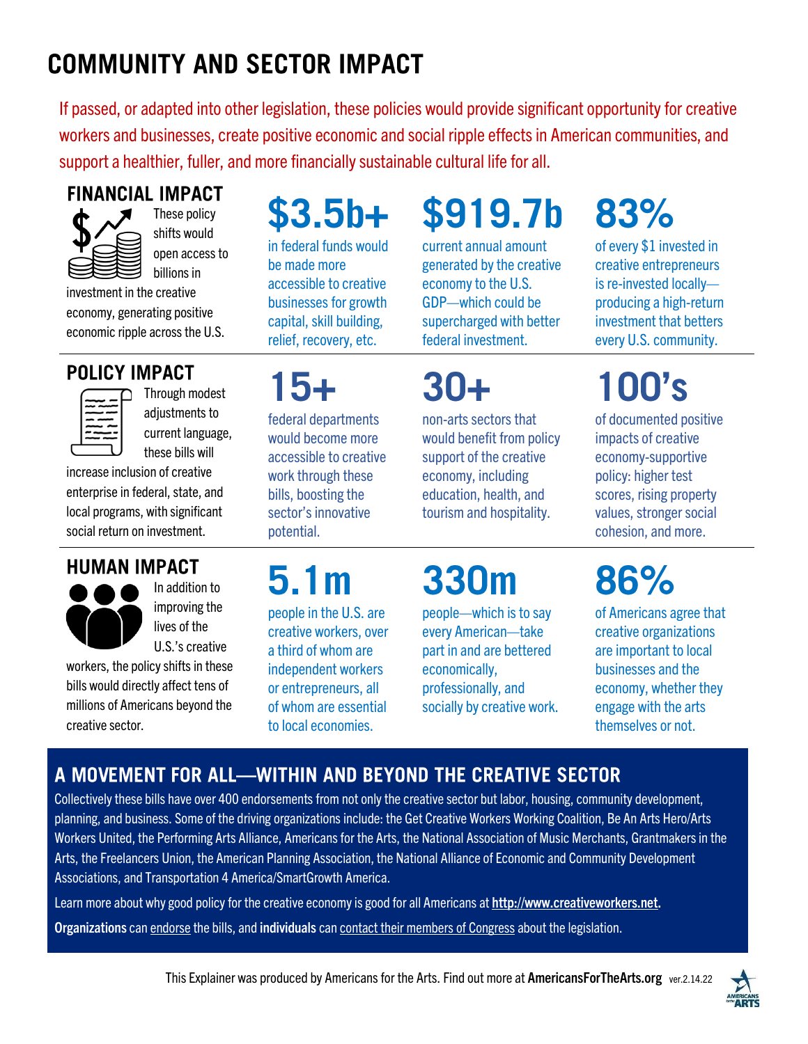# COMMUNITY AND SECTOR IMPACT

If passed, or adapted into other legislation, these policies would provide significant opportunity for creative workers and businesses, create positive economic and social ripple effects in American communities, and support a healthier, fuller, and more financially sustainable cultural life for all.

## FINANCIAL IMPACT

These policy shifts would open access to billions in investment in the creative economy, generating positive economic ripple across the U.S.

**$3.5b+**
in federal funds would be made more accessible to creative businesses for growth capital, skill building, relief, recovery, etc.

**$919.7b**
current annual amount generated by the creative economy to the U.S. GDP—which could be supercharged with better federal investment.

**83%**
of every $1 invested in creative entrepreneurs is re-invested locally—producing a high-return investment that betters every U.S. community.

## POLICY IMPACT

Through modest adjustments to current language, these bills will increase inclusion of creative enterprise in federal, state, and local programs, with significant social return on investment.

**15+**
federal departments would become more accessible to creative work through these bills, boosting the sector's innovative potential.

**30+**
non-arts sectors that would benefit from policy support of the creative economy, including education, health, and tourism and hospitality.

**100's**
of documented positive impacts of creative economy-supportive policy: higher test scores, rising property values, stronger social cohesion, and more.

## HUMAN IMPACT

In addition to improving the lives of the U.S.'s creative workers, the policy shifts in these bills would directly affect tens of millions of Americans beyond the creative sector.

**5.1m**
people in the U.S. are creative workers, over a third of whom are independent workers or entrepreneurs, all of whom are essential to local economies.

**330m**
people—which is to say every American—take part in and are bettered economically, professionally, and socially by creative work.

**86%**
of Americans agree that creative organizations are important to local businesses and the economy, whether they engage with the arts themselves or not.

## A MOVEMENT FOR ALL—WITHIN AND BEYOND THE CREATIVE SECTOR

Collectively these bills have over 400 endorsements from not only the creative sector but labor, housing, community development, planning, and business. Some of the driving organizations include: the Get Creative Workers Working Coalition, Be An Arts Hero/Arts Workers United, the Performing Arts Alliance, Americans for the Arts, the National Association of Music Merchants, Grantmakers in the Arts, the Freelancers Union, the American Planning Association, the National Alliance of Economic and Community Development Associations, and Transportation 4 America/SmartGrowth America.

Learn more about why good policy for the creative economy is good for all Americans at **http://www.creativeworkers.net**.

**Organizations** can endorse the bills, and **individuals** can contact their members of Congress about the legislation.

This Explainer was produced by Americans for the Arts. Find out more at **AmericansForTheArts.org** ver.2.14.22